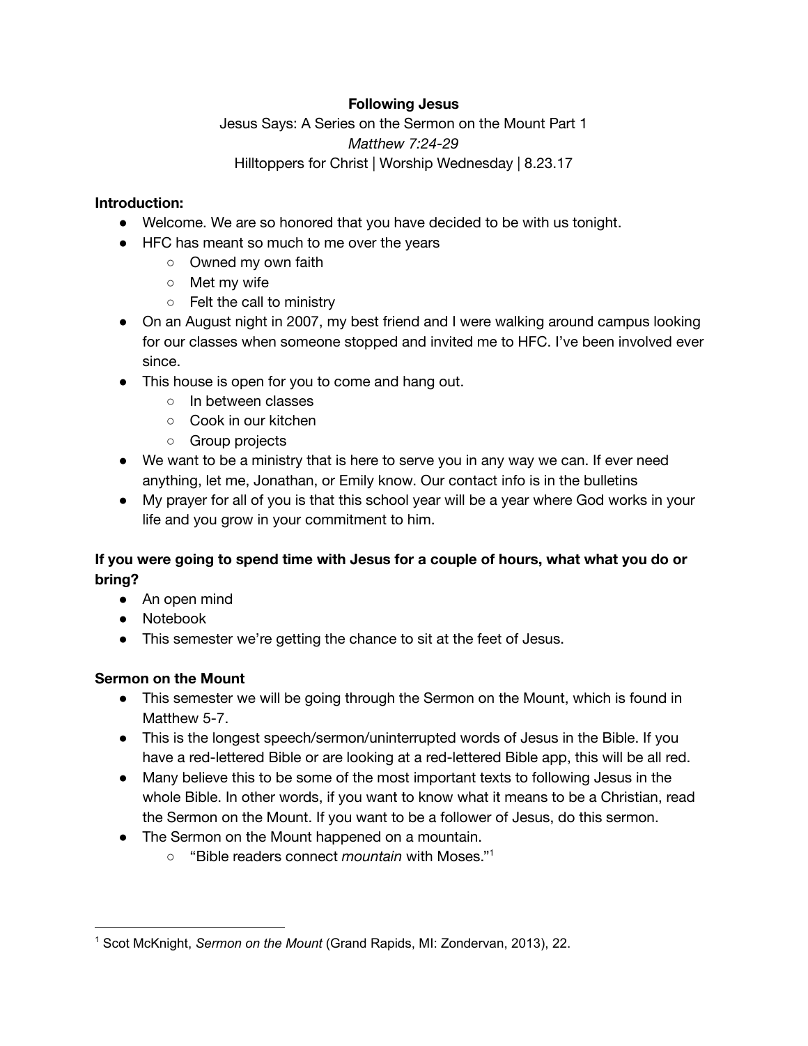**Following Jesus**

Jesus Says: A Series on the Sermon on the Mount Part 1

*Matthew 7:24-29*

Hilltoppers for Christ | Worship Wednesday | 8.23.17

**Introduction:**

- Welcome. We are so honored that you have decided to be with us tonight.
- HFC has meant so much to me over the years
  - Owned my own faith
  - Met my wife
  - Felt the call to ministry
- On an August night in 2007, my best friend and I were walking around campus looking for our classes when someone stopped and invited me to HFC. I've been involved ever since.
- This house is open for you to come and hang out.
  - In between classes
  - Cook in our kitchen
  - Group projects
- We want to be a ministry that is here to serve you in any way we can. If ever need anything, let me, Jonathan, or Emily know. Our contact info is in the bulletins
- My prayer for all of you is that this school year will be a year where God works in your life and you grow in your commitment to him.

**If you were going to spend time with Jesus for a couple of hours, what what you do or bring?**

- An open mind
- Notebook
- This semester we're getting the chance to sit at the feet of Jesus.

**Sermon on the Mount**

- This semester we will be going through the Sermon on the Mount, which is found in Matthew 5-7.
- This is the longest speech/sermon/uninterrupted words of Jesus in the Bible. If you have a red-lettered Bible or are looking at a red-lettered Bible app, this will be all red.
- Many believe this to be some of the most important texts to following Jesus in the whole Bible. In other words, if you want to know what it means to be a Christian, read the Sermon on the Mount. If you want to be a follower of Jesus, do this sermon.
- The Sermon on the Mount happened on a mountain.
  - "Bible readers connect *mountain* with Moses."[1]

---

[1] Scot McKnight, *Sermon on the Mount* (Grand Rapids, MI: Zondervan, 2013), 22.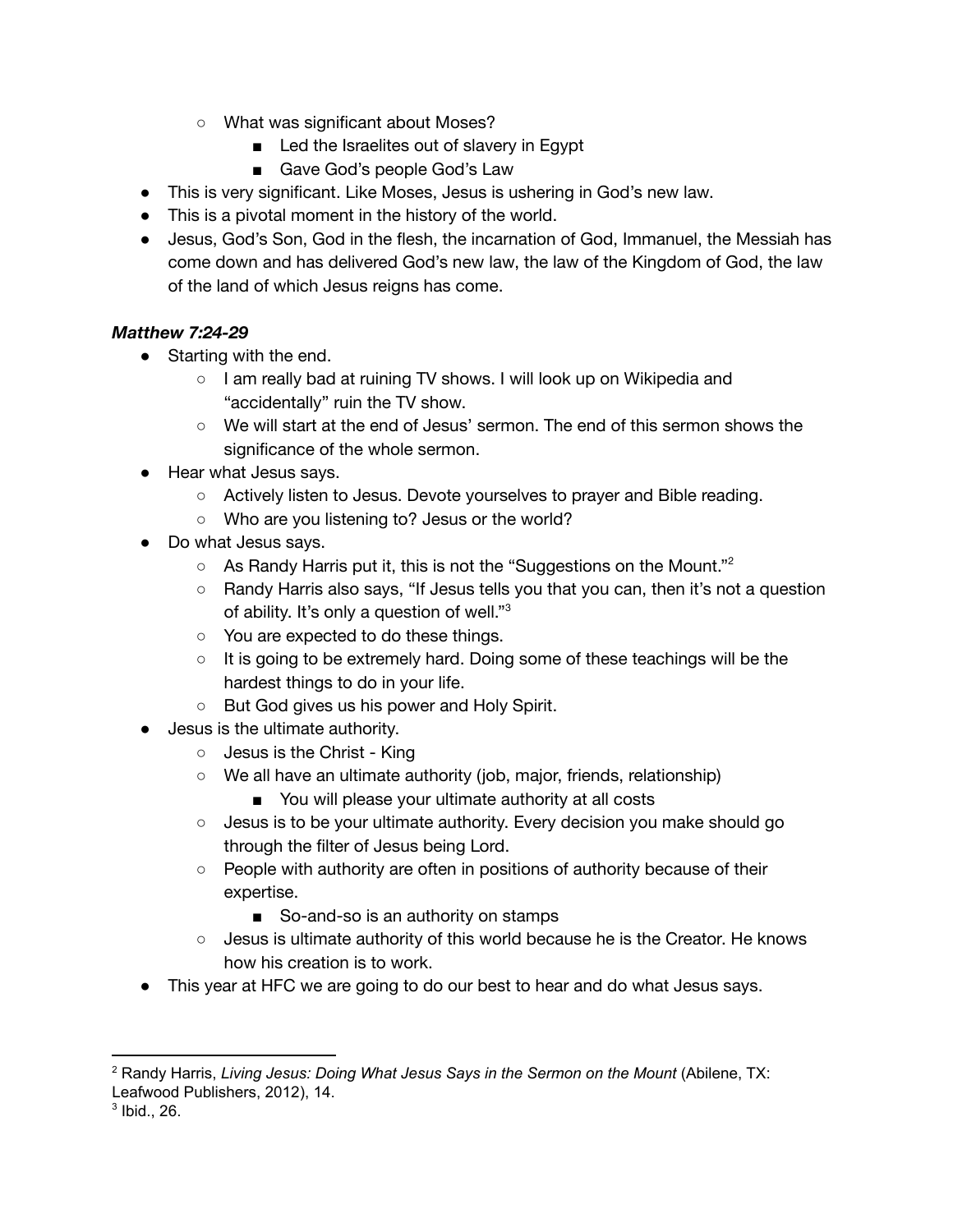- What was significant about Moses?
  - Led the Israelites out of slavery in Egypt
  - Gave God's people God's Law
- This is very significant. Like Moses, Jesus is ushering in God's new law.
- This is a pivotal moment in the history of the world.
- Jesus, God's Son, God in the flesh, the incarnation of God, Immanuel, the Messiah has come down and has delivered God's new law, the law of the Kingdom of God, the law of the land of which Jesus reigns has come.

***Matthew 7:24-29***

- Starting with the end.
  - I am really bad at ruining TV shows. I will look up on Wikipedia and "accidentally" ruin the TV show.
  - We will start at the end of Jesus' sermon. The end of this sermon shows the significance of the whole sermon.
- Hear what Jesus says.
  - Actively listen to Jesus. Devote yourselves to prayer and Bible reading.
  - Who are you listening to? Jesus or the world?
- Do what Jesus says.
  - As Randy Harris put it, this is not the "Suggestions on the Mount."[2]
  - Randy Harris also says, "If Jesus tells you that you can, then it's not a question of ability. It's only a question of well."[3]
  - You are expected to do these things.
  - It is going to be extremely hard. Doing some of these teachings will be the hardest things to do in your life.
  - But God gives us his power and Holy Spirit.
- Jesus is the ultimate authority.
  - Jesus is the Christ - King
  - We all have an ultimate authority (job, major, friends, relationship)
    - You will please your ultimate authority at all costs
  - Jesus is to be your ultimate authority. Every decision you make should go through the filter of Jesus being Lord.
  - People with authority are often in positions of authority because of their expertise.
    - So-and-so is an authority on stamps
  - Jesus is ultimate authority of this world because he is the Creator. He knows how his creation is to work.
- This year at HFC we are going to do our best to hear and do what Jesus says.

---

[2] Randy Harris, *Living Jesus: Doing What Jesus Says in the Sermon on the Mount* (Abilene, TX: Leafwood Publishers, 2012), 14.

[3] Ibid., 26.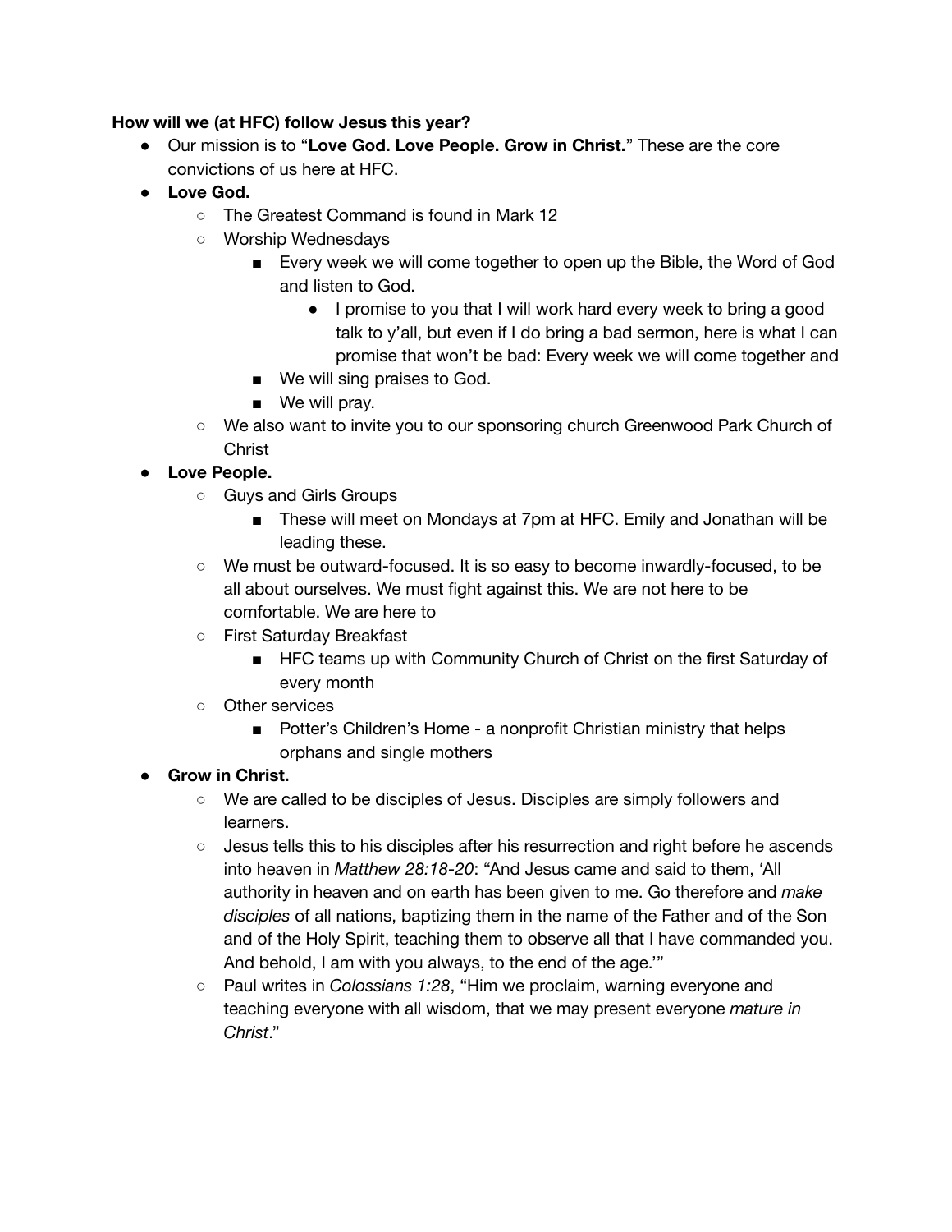**How will we (at HFC) follow Jesus this year?**

- Our mission is to "**Love God. Love People. Grow in Christ.**" These are the core convictions of us here at HFC.
- **Love God.**
    - The Greatest Command is found in Mark 12
    - Worship Wednesdays
        - Every week we will come together to open up the Bible, the Word of God and listen to God.
            - I promise to you that I will work hard every week to bring a good talk to y'all, but even if I do bring a bad sermon, here is what I can promise that won't be bad: Every week we will come together and
        - We will sing praises to God.
        - We will pray.
    - We also want to invite you to our sponsoring church Greenwood Park Church of Christ
- **Love People.**
    - Guys and Girls Groups
        - These will meet on Mondays at 7pm at HFC. Emily and Jonathan will be leading these.
    - We must be outward-focused. It is so easy to become inwardly-focused, to be all about ourselves. We must fight against this. We are not here to be comfortable. We are here to
    - First Saturday Breakfast
        - HFC teams up with Community Church of Christ on the first Saturday of every month
    - Other services
        - Potter's Children's Home - a nonprofit Christian ministry that helps orphans and single mothers
- **Grow in Christ.**
    - We are called to be disciples of Jesus. Disciples are simply followers and learners.
    - Jesus tells this to his disciples after his resurrection and right before he ascends into heaven in *Matthew 28:18-20*: "And Jesus came and said to them, 'All authority in heaven and on earth has been given to me. Go therefore and *make disciples* of all nations, baptizing them in the name of the Father and of the Son and of the Holy Spirit, teaching them to observe all that I have commanded you. And behold, I am with you always, to the end of the age.'"
    - Paul writes in *Colossians 1:28*, "Him we proclaim, warning everyone and teaching everyone with all wisdom, that we may present everyone *mature in Christ*."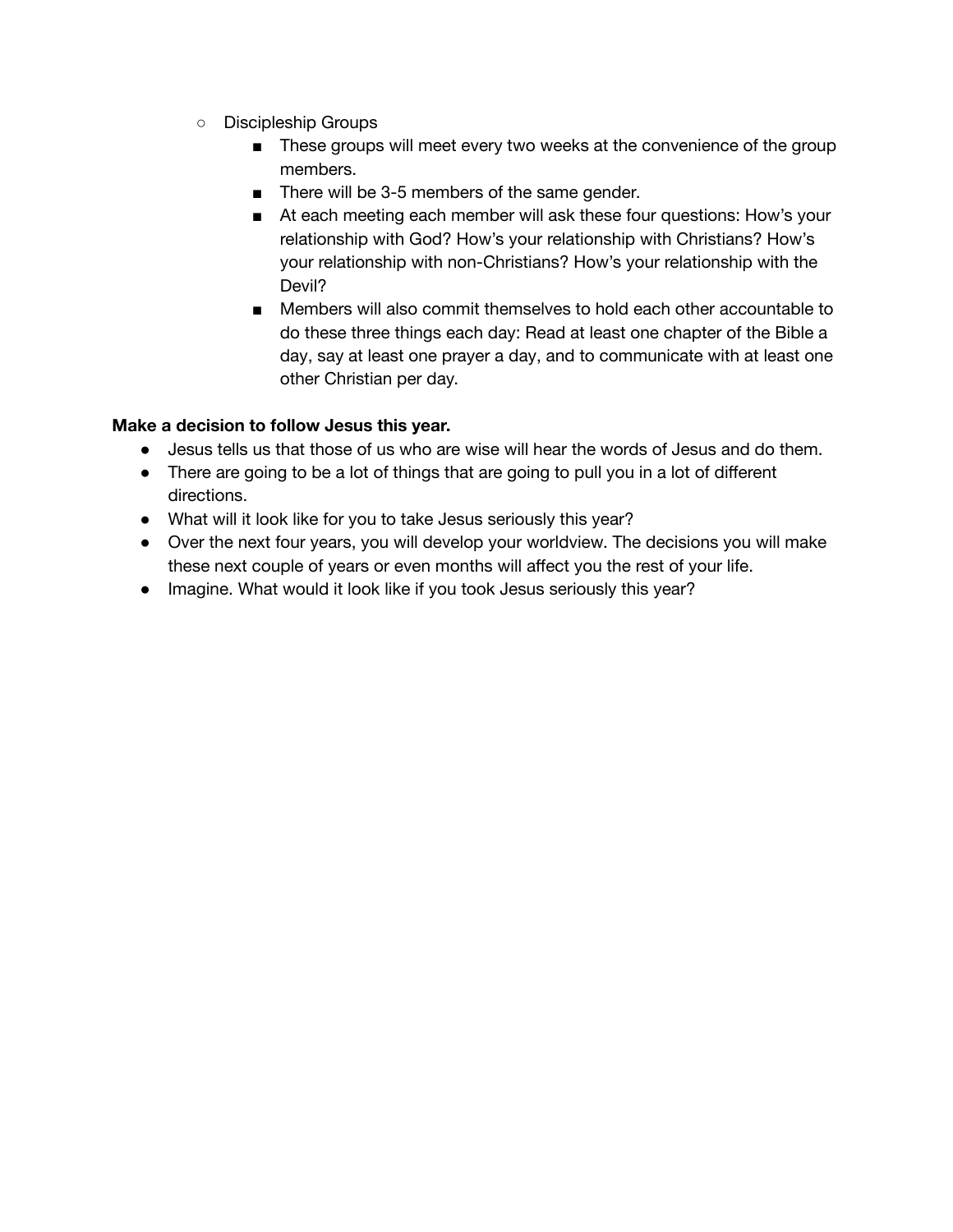- Discipleship Groups
    - These groups will meet every two weeks at the convenience of the group members.
    - There will be 3-5 members of the same gender.
    - At each meeting each member will ask these four questions: How's your relationship with God? How's your relationship with Christians? How's your relationship with non-Christians? How's your relationship with the Devil?
    - Members will also commit themselves to hold each other accountable to do these three things each day: Read at least one chapter of the Bible a day, say at least one prayer a day, and to communicate with at least one other Christian per day.

**Make a decision to follow Jesus this year.**

- Jesus tells us that those of us who are wise will hear the words of Jesus and do them.
- There are going to be a lot of things that are going to pull you in a lot of different directions.
- What will it look like for you to take Jesus seriously this year?
- Over the next four years, you will develop your worldview. The decisions you will make these next couple of years or even months will affect you the rest of your life.
- Imagine. What would it look like if you took Jesus seriously this year?